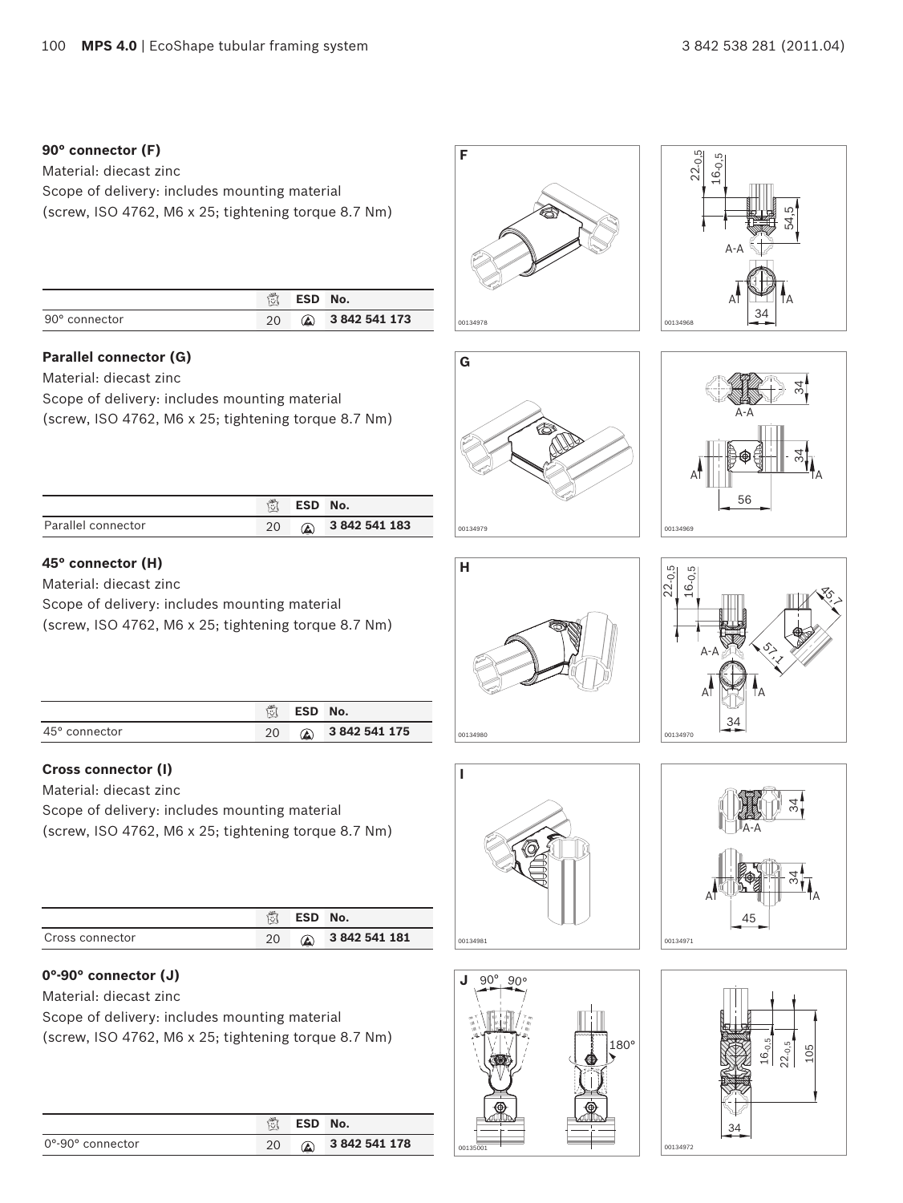### 90° connector (F)

Material: diecast zinc

Scope of delivery: includes mounting material (screw, ISO 4762, M6 x 25; tightening torque 8.7 Nm)

| | | ESD | No. |
|---|---|---|---|
| 90° connector | 20 | | 3 842 541 173 |

### Parallel connector (G)

Material: diecast zinc

Scope of delivery: includes mounting material (screw, ISO 4762, M6 x 25; tightening torque 8.7 Nm)

| | | ESD | No. |
|---|---|---|---|
| Parallel connector | 20 | | 3 842 541 183 |

### 45° connector (H)

Material: diecast zinc

Scope of delivery: includes mounting material (screw, ISO 4762, M6 x 25; tightening torque 8.7 Nm)

| | | ESD | No. |
|---|---|---|---|
| 45° connector | 20 | | 3 842 541 175 |

### Cross connector (I)

Material: diecast zinc

Scope of delivery: includes mounting material (screw, ISO 4762, M6 x 25; tightening torque 8.7 Nm)

| | | ESD | No. |
|---|---|---|---|
| Cross connector | 20 | | 3 842 541 181 |

### 0°-90° connector (J)

Material: diecast zinc

Scope of delivery: includes mounting material (screw, ISO 4762, M6 x 25; tightening torque 8.7 Nm)

| | | ESD | No. |
|---|---|---|---|
| 0°-90° connector | 20 | | 3 842 541 178 |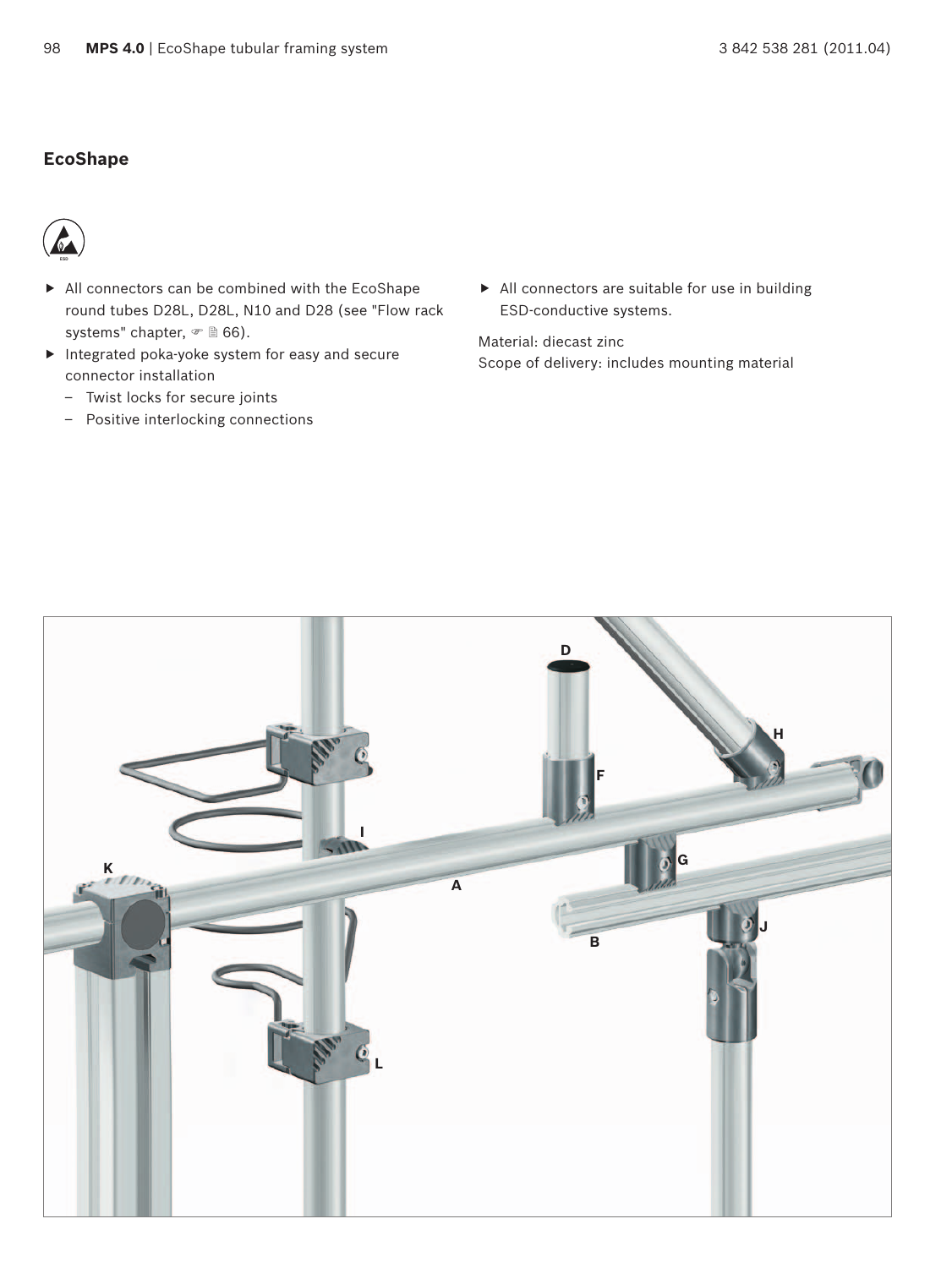## EcoShape

- All connectors can be combined with the EcoShape round tubes D28L, D28L, N10 and D28 (see "Flow rack systems" chapter, ☞ 🗎 66).
- Integrated poka-yoke system for easy and secure connector installation
  - Twist locks for secure joints
  - Positive interlocking connections
- All connectors are suitable for use in building ESD-conductive systems.

Material: diecast zinc
Scope of delivery: includes mounting material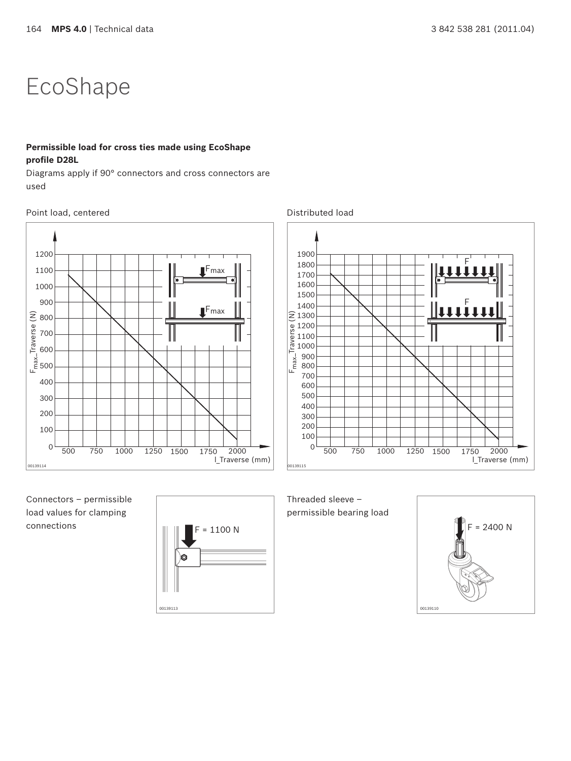# EcoShape

**Permissible load for cross ties made using EcoShape profile D28L**

Diagrams apply if 90° connectors and cross connectors are used

Point load, centered

1200
1100
1000
900
800
700
600
500
400
300
200
100
0

$F_{max}$_Traverse (N)

500 750 1000 1250 1500 1750 2000

l_Traverse (mm)

$F_{max}$

$F_{max}$

00139114

Distributed load

1900
1800
1700
1600
1500
1400
1300
1200
1100
1000
900
800
700
600
500
400
300
200
100
0

$F_{max}$_Traverse (N)

500 750 1000 1250 1500 1750 2000

l_Traverse (mm)

F

F

00139115

Connectors – permissible load values for clamping connections

F = 1100 N

00139113

Threaded sleeve – permissible bearing load

F = 2400 N

00139110